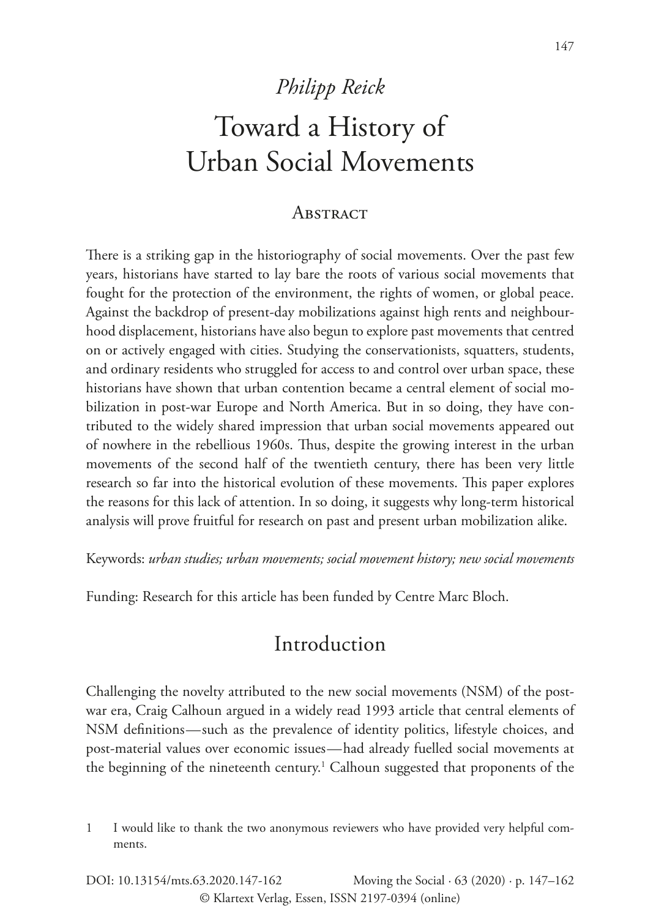*Philipp Reick*

# Toward a History of Urban Social Movements

## Abstract

There is a striking gap in the historiography of social movements. Over the past few years, historians have started to lay bare the roots of various social movements that fought for the protection of the environment, the rights of women, or global peace. Against the backdrop of present-day mobilizations against high rents and neighbourhood displacement, historians have also begun to explore past movements that centred on or actively engaged with cities. Studying the conservationists, squatters, students, and ordinary residents who struggled for access to and control over urban space, these historians have shown that urban contention became a central element of social mobilization in post-war Europe and North America. But in so doing, they have contributed to the widely shared impression that urban social movements appeared out of nowhere in the rebellious 1960s. Thus, despite the growing interest in the urban movements of the second half of the twentieth century, there has been very little research so far into the historical evolution of these movements. This paper explores the reasons for this lack of attention. In so doing, it suggests why long-term historical analysis will prove fruitful for research on past and present urban mobilization alike.

Keywords: *urban studies; urban movements; social movement history; new social movements*

Funding: Research for this article has been funded by Centre Marc Bloch.

## Introduction

Challenging the novelty attributed to the new social movements (NSM) of the post-war era, Craig Calhoun argued in a widely read 1993 article that central elements of NSM definitions—such as the prevalence of identity politics, lifestyle choices, and post-material values over economic issues—had already fuelled social movements at the beginning of the nineteenth century.[1] Calhoun suggested that proponents of the

1 I would like to thank the two anonymous reviewers who have provided very helpful comments.

DOI: 10.13154/mts.63.2020.147-162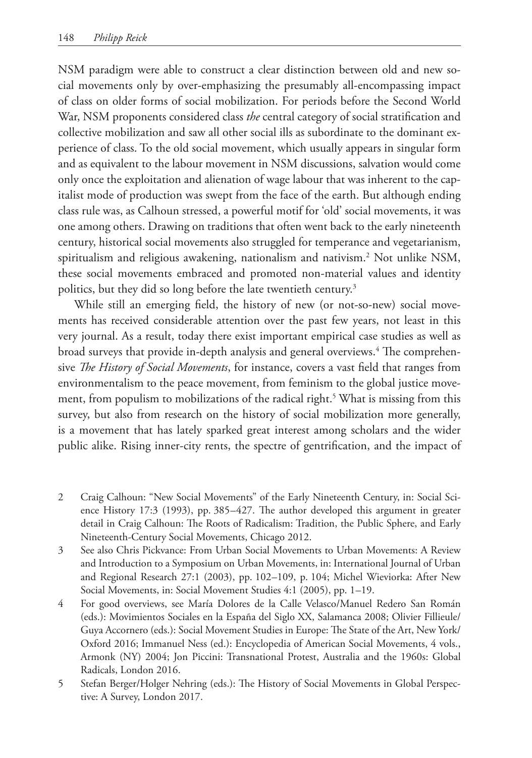NSM paradigm were able to construct a clear distinction between old and new social movements only by over-emphasizing the presumably all-encompassing impact of class on older forms of social mobilization. For periods before the Second World War, NSM proponents considered class *the* central category of social stratification and collective mobilization and saw all other social ills as subordinate to the dominant experience of class. To the old social movement, which usually appears in singular form and as equivalent to the labour movement in NSM discussions, salvation would come only once the exploitation and alienation of wage labour that was inherent to the capitalist mode of production was swept from the face of the earth. But although ending class rule was, as Calhoun stressed, a powerful motif for 'old' social movements, it was one among others. Drawing on traditions that often went back to the early nineteenth century, historical social movements also struggled for temperance and vegetarianism, spiritualism and religious awakening, nationalism and nativism.[2] Not unlike NSM, these social movements embraced and promoted non-material values and identity politics, but they did so long before the late twentieth century.[3]

While still an emerging field, the history of new (or not-so-new) social movements has received considerable attention over the past few years, not least in this very journal. As a result, today there exist important empirical case studies as well as broad surveys that provide in-depth analysis and general overviews.[4] The comprehensive *The History of Social Movements*, for instance, covers a vast field that ranges from environmentalism to the peace movement, from feminism to the global justice movement, from populism to mobilizations of the radical right.[5] What is missing from this survey, but also from research on the history of social mobilization more generally, is a movement that has lately sparked great interest among scholars and the wider public alike. Rising inner-city rents, the spectre of gentrification, and the impact of

2 Craig Calhoun: "New Social Movements" of the Early Nineteenth Century, in: Social Science History 17:3 (1993), pp. 385–427. The author developed this argument in greater detail in Craig Calhoun: The Roots of Radicalism: Tradition, the Public Sphere, and Early Nineteenth-Century Social Movements, Chicago 2012.

3 See also Chris Pickvance: From Urban Social Movements to Urban Movements: A Review and Introduction to a Symposium on Urban Movements, in: International Journal of Urban and Regional Research 27:1 (2003), pp. 102–109, p. 104; Michel Wieviorka: After New Social Movements, in: Social Movement Studies 4:1 (2005), pp. 1–19.

4 For good overviews, see María Dolores de la Calle Velasco/Manuel Redero San Román (eds.): Movimientos Sociales en la España del Siglo XX, Salamanca 2008; Olivier Fillieule/Guya Accornero (eds.): Social Movement Studies in Europe: The State of the Art, New York/Oxford 2016; Immanuel Ness (ed.): Encyclopedia of American Social Movements, 4 vols., Armonk (NY) 2004; Jon Piccini: Transnational Protest, Australia and the 1960s: Global Radicals, London 2016.

5 Stefan Berger/Holger Nehring (eds.): The History of Social Movements in Global Perspective: A Survey, London 2017.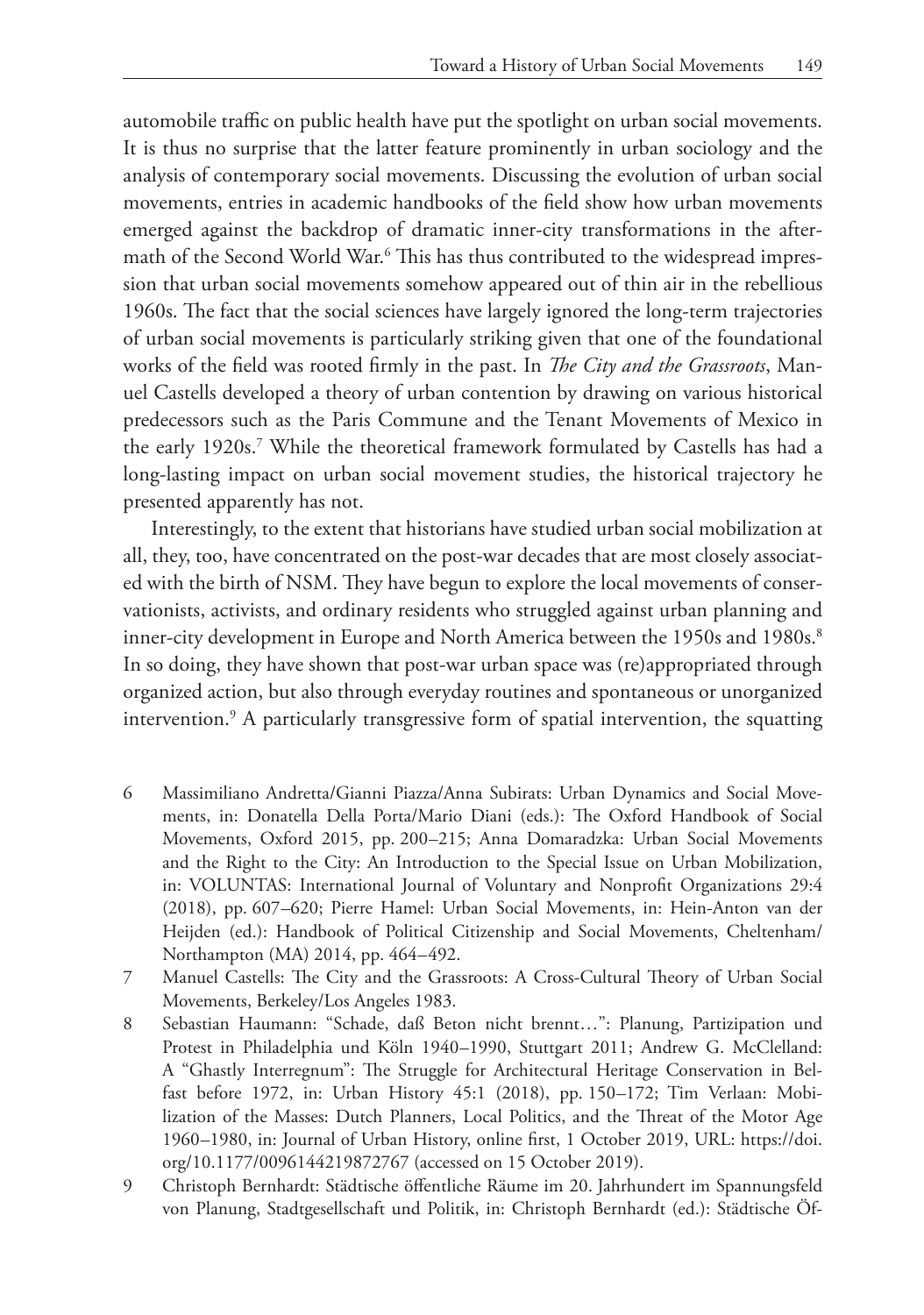automobile traffic on public health have put the spotlight on urban social movements. It is thus no surprise that the latter feature prominently in urban sociology and the analysis of contemporary social movements. Discussing the evolution of urban social movements, entries in academic handbooks of the field show how urban movements emerged against the backdrop of dramatic inner-city transformations in the aftermath of the Second World War.[6] This has thus contributed to the widespread impression that urban social movements somehow appeared out of thin air in the rebellious 1960s. The fact that the social sciences have largely ignored the long-term trajectories of urban social movements is particularly striking given that one of the foundational works of the field was rooted firmly in the past. In *The City and the Grassroots*, Manuel Castells developed a theory of urban contention by drawing on various historical predecessors such as the Paris Commune and the Tenant Movements of Mexico in the early 1920s.[7] While the theoretical framework formulated by Castells has had a long-lasting impact on urban social movement studies, the historical trajectory he presented apparently has not.

Interestingly, to the extent that historians have studied urban social mobilization at all, they, too, have concentrated on the post-war decades that are most closely associated with the birth of NSM. They have begun to explore the local movements of conservationists, activists, and ordinary residents who struggled against urban planning and inner-city development in Europe and North America between the 1950s and 1980s.[8] In so doing, they have shown that post-war urban space was (re)appropriated through organized action, but also through everyday routines and spontaneous or unorganized intervention.[9] A particularly transgressive form of spatial intervention, the squatting

6 Massimiliano Andretta/Gianni Piazza/Anna Subirats: Urban Dynamics and Social Movements, in: Donatella Della Porta/Mario Diani (eds.): The Oxford Handbook of Social Movements, Oxford 2015, pp. 200–215; Anna Domaradzka: Urban Social Movements and the Right to the City: An Introduction to the Special Issue on Urban Mobilization, in: VOLUNTAS: International Journal of Voluntary and Nonprofit Organizations 29:4 (2018), pp. 607–620; Pierre Hamel: Urban Social Movements, in: Hein-Anton van der Heijden (ed.): Handbook of Political Citizenship and Social Movements, Cheltenham/Northampton (MA) 2014, pp. 464–492.

7 Manuel Castells: The City and the Grassroots: A Cross-Cultural Theory of Urban Social Movements, Berkeley/Los Angeles 1983.

8 Sebastian Haumann: "Schade, daß Beton nicht brennt…": Planung, Partizipation und Protest in Philadelphia und Köln 1940–1990, Stuttgart 2011; Andrew G. McClelland: A "Ghastly Interregnum": The Struggle for Architectural Heritage Conservation in Belfast before 1972, in: Urban History 45:1 (2018), pp. 150–172; Tim Verlaan: Mobilization of the Masses: Dutch Planners, Local Politics, and the Threat of the Motor Age 1960–1980, in: Journal of Urban History, online first, 1 October 2019, URL: https://doi.org/10.1177/0096144219872767 (accessed on 15 October 2019).

9 Christoph Bernhardt: Städtische öffentliche Räume im 20. Jahrhundert im Spannungsfeld von Planung, Stadtgesellschaft und Politik, in: Christoph Bernhardt (ed.): Städtische Öf-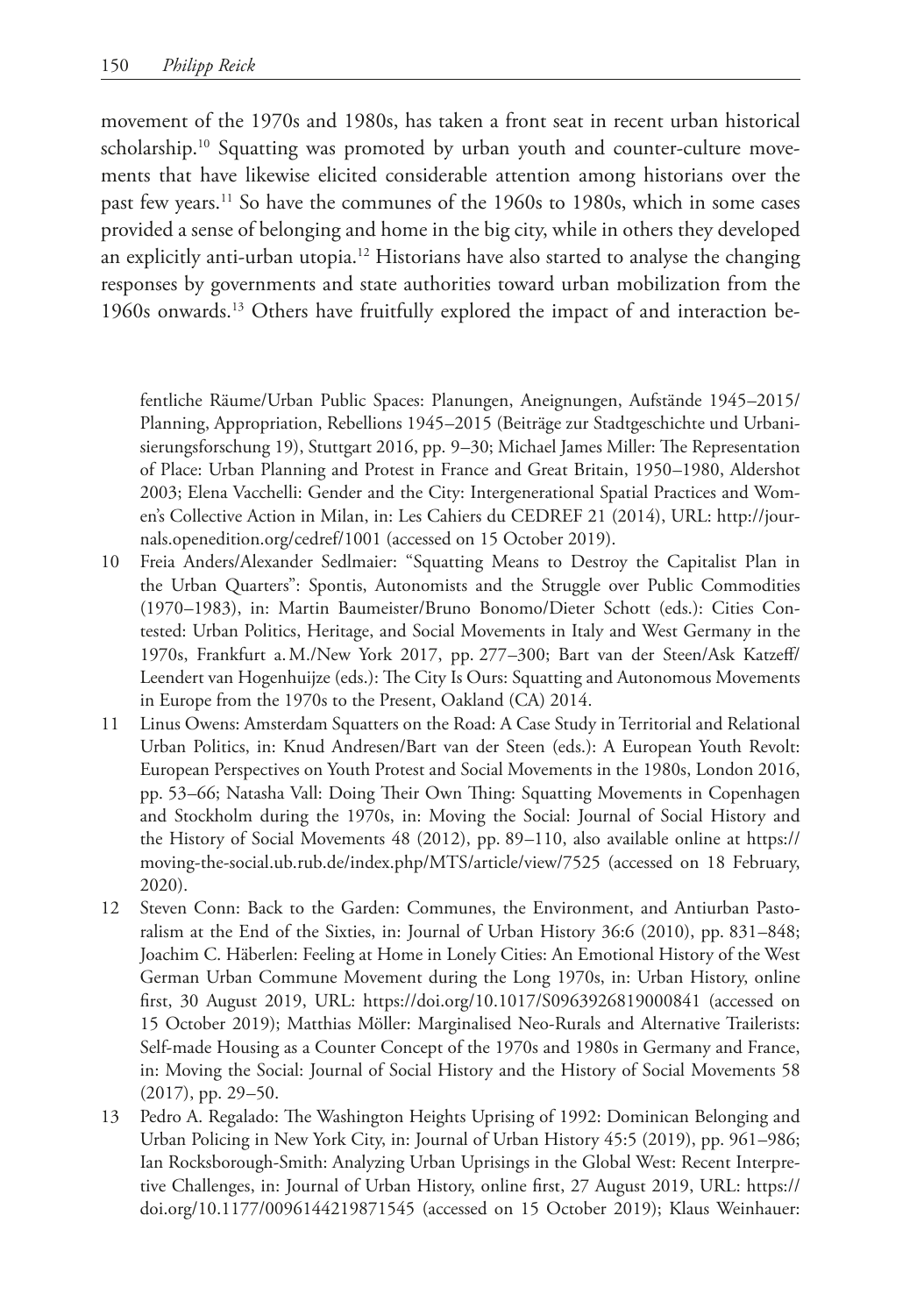movement of the 1970s and 1980s, has taken a front seat in recent urban historical scholarship.[10] Squatting was promoted by urban youth and counter-culture movements that have likewise elicited considerable attention among historians over the past few years.[11] So have the communes of the 1960s to 1980s, which in some cases provided a sense of belonging and home in the big city, while in others they developed an explicitly anti-urban utopia.[12] Historians have also started to analyse the changing responses by governments and state authorities toward urban mobilization from the 1960s onwards.[13] Others have fruitfully explored the impact of and interaction be-

fentliche Räume/Urban Public Spaces: Planungen, Aneignungen, Aufstände 1945–2015/ Planning, Appropriation, Rebellions 1945–2015 (Beiträge zur Stadtgeschichte und Urbanisierungsforschung 19), Stuttgart 2016, pp. 9–30; Michael James Miller: The Representation of Place: Urban Planning and Protest in France and Great Britain, 1950–1980, Aldershot 2003; Elena Vacchelli: Gender and the City: Intergenerational Spatial Practices and Women's Collective Action in Milan, in: Les Cahiers du CEDREF 21 (2014), URL: http://journals.openedition.org/cedref/1001 (accessed on 15 October 2019).

10 Freia Anders/Alexander Sedlmaier: "Squatting Means to Destroy the Capitalist Plan in the Urban Quarters": Spontis, Autonomists and the Struggle over Public Commodities (1970–1983), in: Martin Baumeister/Bruno Bonomo/Dieter Schott (eds.): Cities Contested: Urban Politics, Heritage, and Social Movements in Italy and West Germany in the 1970s, Frankfurt a.M./New York 2017, pp. 277–300; Bart van der Steen/Ask Katzeff/Leendert van Hogenhuijze (eds.): The City Is Ours: Squatting and Autonomous Movements in Europe from the 1970s to the Present, Oakland (CA) 2014.

11 Linus Owens: Amsterdam Squatters on the Road: A Case Study in Territorial and Relational Urban Politics, in: Knud Andresen/Bart van der Steen (eds.): A European Youth Revolt: European Perspectives on Youth Protest and Social Movements in the 1980s, London 2016, pp. 53–66; Natasha Vall: Doing Their Own Thing: Squatting Movements in Copenhagen and Stockholm during the 1970s, in: Moving the Social: Journal of Social History and the History of Social Movements 48 (2012), pp. 89–110, also available online at https://moving-the-social.ub.rub.de/index.php/MTS/article/view/7525 (accessed on 18 February, 2020).

12 Steven Conn: Back to the Garden: Communes, the Environment, and Antiurban Pastoralism at the End of the Sixties, in: Journal of Urban History 36:6 (2010), pp. 831–848; Joachim C. Häberlen: Feeling at Home in Lonely Cities: An Emotional History of the West German Urban Commune Movement during the Long 1970s, in: Urban History, online first, 30 August 2019, URL: https://doi.org/10.1017/S0963926819000841 (accessed on 15 October 2019); Matthias Möller: Marginalised Neo-Rurals and Alternative Trailerists: Self-made Housing as a Counter Concept of the 1970s and 1980s in Germany and France, in: Moving the Social: Journal of Social History and the History of Social Movements 58 (2017), pp. 29–50.

13 Pedro A. Regalado: The Washington Heights Uprising of 1992: Dominican Belonging and Urban Policing in New York City, in: Journal of Urban History 45:5 (2019), pp. 961–986; Ian Rocksborough-Smith: Analyzing Urban Uprisings in the Global West: Recent Interpretive Challenges, in: Journal of Urban History, online first, 27 August 2019, URL: https://doi.org/10.1177/0096144219871545 (accessed on 15 October 2019); Klaus Weinhauer: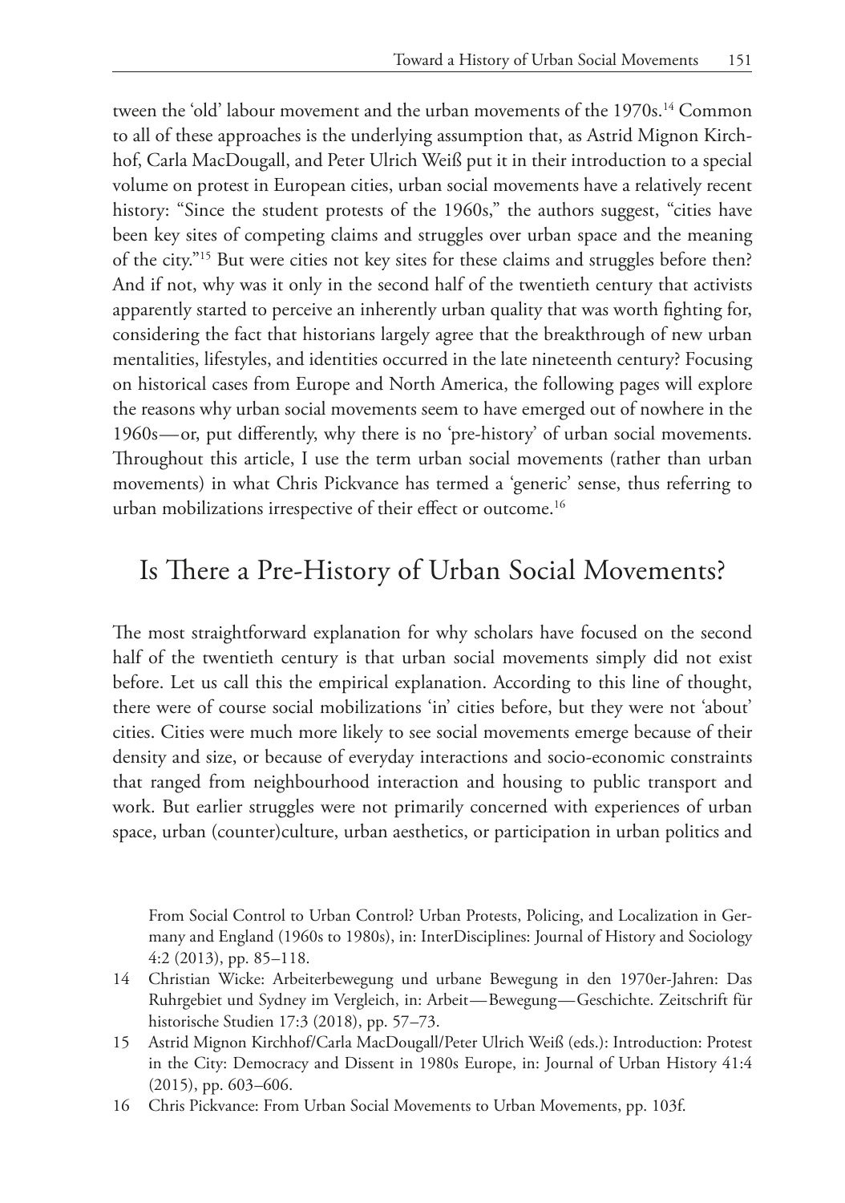tween the 'old' labour movement and the urban movements of the 1970s.[14] Common to all of these approaches is the underlying assumption that, as Astrid Mignon Kirchhof, Carla MacDougall, and Peter Ulrich Weiß put it in their introduction to a special volume on protest in European cities, urban social movements have a relatively recent history: "Since the student protests of the 1960s," the authors suggest, "cities have been key sites of competing claims and struggles over urban space and the meaning of the city."[15] But were cities not key sites for these claims and struggles before then? And if not, why was it only in the second half of the twentieth century that activists apparently started to perceive an inherently urban quality that was worth fighting for, considering the fact that historians largely agree that the breakthrough of new urban mentalities, lifestyles, and identities occurred in the late nineteenth century? Focusing on historical cases from Europe and North America, the following pages will explore the reasons why urban social movements seem to have emerged out of nowhere in the 1960s—or, put differently, why there is no 'pre-history' of urban social movements. Throughout this article, I use the term urban social movements (rather than urban movements) in what Chris Pickvance has termed a 'generic' sense, thus referring to urban mobilizations irrespective of their effect or outcome.[16]

## Is There a Pre-History of Urban Social Movements?

The most straightforward explanation for why scholars have focused on the second half of the twentieth century is that urban social movements simply did not exist before. Let us call this the empirical explanation. According to this line of thought, there were of course social mobilizations 'in' cities before, but they were not 'about' cities. Cities were much more likely to see social movements emerge because of their density and size, or because of everyday interactions and socio-economic constraints that ranged from neighbourhood interaction and housing to public transport and work. But earlier struggles were not primarily concerned with experiences of urban space, urban (counter)culture, urban aesthetics, or participation in urban politics and

From Social Control to Urban Control? Urban Protests, Policing, and Localization in Germany and England (1960s to 1980s), in: InterDisciplines: Journal of History and Sociology 4:2 (2013), pp. 85–118.

14 Christian Wicke: Arbeiterbewegung und urbane Bewegung in den 1970er-Jahren: Das Ruhrgebiet und Sydney im Vergleich, in: Arbeit—Bewegung—Geschichte. Zeitschrift für historische Studien 17:3 (2018), pp. 57–73.

15 Astrid Mignon Kirchhof/Carla MacDougall/Peter Ulrich Weiß (eds.): Introduction: Protest in the City: Democracy and Dissent in 1980s Europe, in: Journal of Urban History 41:4 (2015), pp. 603–606.

16 Chris Pickvance: From Urban Social Movements to Urban Movements, pp. 103f.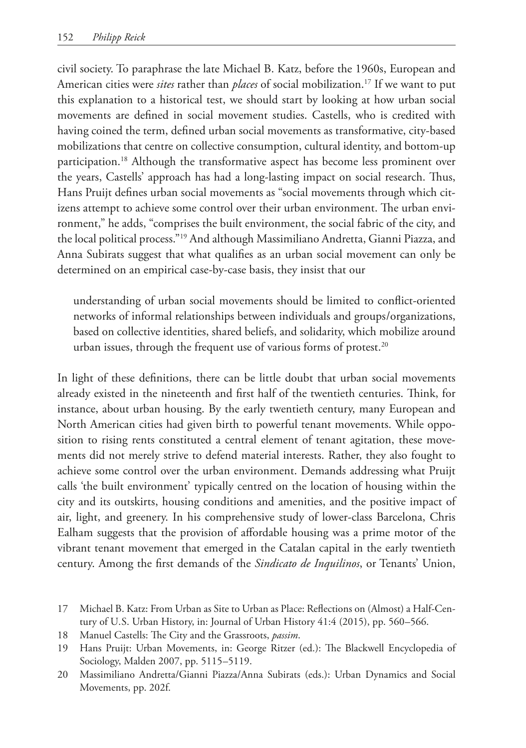civil society. To paraphrase the late Michael B. Katz, before the 1960s, European and American cities were *sites* rather than *places* of social mobilization.[17] If we want to put this explanation to a historical test, we should start by looking at how urban social movements are defined in social movement studies. Castells, who is credited with having coined the term, defined urban social movements as transformative, city-based mobilizations that centre on collective consumption, cultural identity, and bottom-up participation.[18] Although the transformative aspect has become less prominent over the years, Castells' approach has had a long-lasting impact on social research. Thus, Hans Pruijt defines urban social movements as "social movements through which citizens attempt to achieve some control over their urban environment. The urban environment," he adds, "comprises the built environment, the social fabric of the city, and the local political process."[19] And although Massimiliano Andretta, Gianni Piazza, and Anna Subirats suggest that what qualifies as an urban social movement can only be determined on an empirical case-by-case basis, they insist that our

> understanding of urban social movements should be limited to conflict-oriented networks of informal relationships between individuals and groups/organizations, based on collective identities, shared beliefs, and solidarity, which mobilize around urban issues, through the frequent use of various forms of protest.[20]

In light of these definitions, there can be little doubt that urban social movements already existed in the nineteenth and first half of the twentieth centuries. Think, for instance, about urban housing. By the early twentieth century, many European and North American cities had given birth to powerful tenant movements. While opposition to rising rents constituted a central element of tenant agitation, these movements did not merely strive to defend material interests. Rather, they also fought to achieve some control over the urban environment. Demands addressing what Pruijt calls 'the built environment' typically centred on the location of housing within the city and its outskirts, housing conditions and amenities, and the positive impact of air, light, and greenery. In his comprehensive study of lower-class Barcelona, Chris Ealham suggests that the provision of affordable housing was a prime motor of the vibrant tenant movement that emerged in the Catalan capital in the early twentieth century. Among the first demands of the *Sindicato de Inquilinos*, or Tenants' Union,

17 Michael B. Katz: From Urban as Site to Urban as Place: Reflections on (Almost) a Half-Century of U.S. Urban History, in: Journal of Urban History 41:4 (2015), pp. 560–566.

18 Manuel Castells: The City and the Grassroots, *passim*.

19 Hans Pruijt: Urban Movements, in: George Ritzer (ed.): The Blackwell Encyclopedia of Sociology, Malden 2007, pp. 5115–5119.

20 Massimiliano Andretta/Gianni Piazza/Anna Subirats (eds.): Urban Dynamics and Social Movements, pp. 202f.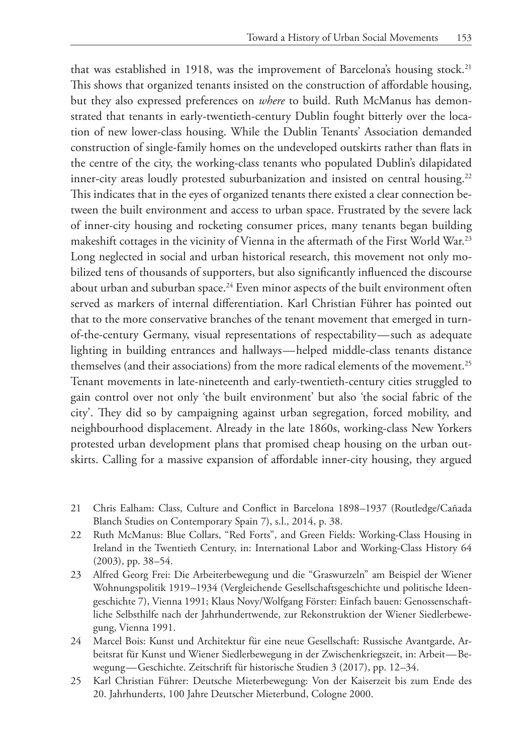that was established in 1918, was the improvement of Barcelona's housing stock.[21] This shows that organized tenants insisted on the construction of affordable housing, but they also expressed preferences on *where* to build. Ruth McManus has demonstrated that tenants in early-twentieth-century Dublin fought bitterly over the location of new lower-class housing. While the Dublin Tenants' Association demanded construction of single-family homes on the undeveloped outskirts rather than flats in the centre of the city, the working-class tenants who populated Dublin's dilapidated inner-city areas loudly protested suburbanization and insisted on central housing.[22] This indicates that in the eyes of organized tenants there existed a clear connection between the built environment and access to urban space. Frustrated by the severe lack of inner-city housing and rocketing consumer prices, many tenants began building makeshift cottages in the vicinity of Vienna in the aftermath of the First World War.[23] Long neglected in social and urban historical research, this movement not only mobilized tens of thousands of supporters, but also significantly influenced the discourse about urban and suburban space.[24] Even minor aspects of the built environment often served as markers of internal differentiation. Karl Christian Führer has pointed out that to the more conservative branches of the tenant movement that emerged in turn-of-the-century Germany, visual representations of respectability—such as adequate lighting in building entrances and hallways—helped middle-class tenants distance themselves (and their associations) from the more radical elements of the movement.[25] Tenant movements in late-nineteenth and early-twentieth-century cities struggled to gain control over not only 'the built environment' but also 'the social fabric of the city'. They did so by campaigning against urban segregation, forced mobility, and neighbourhood displacement. Already in the late 1860s, working-class New Yorkers protested urban development plans that promised cheap housing on the urban outskirts. Calling for a massive expansion of affordable inner-city housing, they argued

21 Chris Ealham: Class, Culture and Conflict in Barcelona 1898–1937 (Routledge/Cañada Blanch Studies on Contemporary Spain 7), s.l., 2014, p. 38.

22 Ruth McManus: Blue Collars, "Red Forts", and Green Fields: Working-Class Housing in Ireland in the Twentieth Century, in: International Labor and Working-Class History 64 (2003), pp. 38–54.

23 Alfred Georg Frei: Die Arbeiterbewegung und die "Graswurzeln" am Beispiel der Wiener Wohnungspolitik 1919–1934 (Vergleichende Gesellschaftsgeschichte und politische Ideengeschichte 7), Vienna 1991; Klaus Novy/Wolfgang Förster: Einfach bauen: Genossenschaftliche Selbsthilfe nach der Jahrhundertwende, zur Rekonstruktion der Wiener Siedlerbewegung, Vienna 1991.

24 Marcel Bois: Kunst und Architektur für eine neue Gesellschaft: Russische Avantgarde, Arbeitsrat für Kunst und Wiener Siedlerbewegung in der Zwischenkriegszeit, in: Arbeit—Bewegung—Geschichte. Zeitschrift für historische Studien 3 (2017), pp. 12–34.

25 Karl Christian Führer: Deutsche Mieterbewegung: Von der Kaiserzeit bis zum Ende des 20. Jahrhunderts, 100 Jahre Deutscher Mieterbund, Cologne 2000.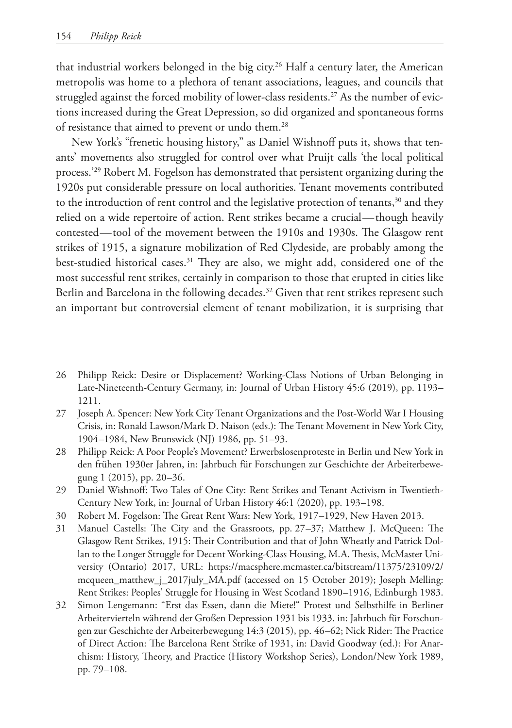that industrial workers belonged in the big city.[26] Half a century later, the American metropolis was home to a plethora of tenant associations, leagues, and councils that struggled against the forced mobility of lower-class residents.[27] As the number of evictions increased during the Great Depression, so did organized and spontaneous forms of resistance that aimed to prevent or undo them.[28]

New York's "frenetic housing history," as Daniel Wishnoff puts it, shows that tenants' movements also struggled for control over what Pruijt calls 'the local political process.'[29] Robert M. Fogelson has demonstrated that persistent organizing during the 1920s put considerable pressure on local authorities. Tenant movements contributed to the introduction of rent control and the legislative protection of tenants,[30] and they relied on a wide repertoire of action. Rent strikes became a crucial—though heavily contested—tool of the movement between the 1910s and 1930s. The Glasgow rent strikes of 1915, a signature mobilization of Red Clydeside, are probably among the best-studied historical cases.[31] They are also, we might add, considered one of the most successful rent strikes, certainly in comparison to those that erupted in cities like Berlin and Barcelona in the following decades.[32] Given that rent strikes represent such an important but controversial element of tenant mobilization, it is surprising that

---

26 Philipp Reick: Desire or Displacement? Working-Class Notions of Urban Belonging in Late-Nineteenth-Century Germany, in: Journal of Urban History 45:6 (2019), pp. 1193–1211.

27 Joseph A. Spencer: New York City Tenant Organizations and the Post-World War I Housing Crisis, in: Ronald Lawson/Mark D. Naison (eds.): The Tenant Movement in New York City, 1904–1984, New Brunswick (NJ) 1986, pp. 51–93.

28 Philipp Reick: A Poor People's Movement? Erwerbslosenproteste in Berlin und New York in den frühen 1930er Jahren, in: Jahrbuch für Forschungen zur Geschichte der Arbeiterbewegung 1 (2015), pp. 20–36.

29 Daniel Wishnoff: Two Tales of One City: Rent Strikes and Tenant Activism in Twentieth-Century New York, in: Journal of Urban History 46:1 (2020), pp. 193–198.

30 Robert M. Fogelson: The Great Rent Wars: New York, 1917–1929, New Haven 2013.

31 Manuel Castells: The City and the Grassroots, pp. 27–37; Matthew J. McQueen: The Glasgow Rent Strikes, 1915: Their Contribution and that of John Wheatly and Patrick Dollan to the Longer Struggle for Decent Working-Class Housing, M.A. Thesis, McMaster University (Ontario) 2017, URL: https://macsphere.mcmaster.ca/bitstream/11375/23109/2/mcqueen_matthew_j_2017july_MA.pdf (accessed on 15 October 2019); Joseph Melling: Rent Strikes: Peoples' Struggle for Housing in West Scotland 1890–1916, Edinburgh 1983.

32 Simon Lengemann: "Erst das Essen, dann die Miete!" Protest und Selbsthilfe in Berliner Arbeitervierteln während der Großen Depression 1931 bis 1933, in: Jahrbuch für Forschungen zur Geschichte der Arbeiterbewegung 14:3 (2015), pp. 46–62; Nick Rider: The Practice of Direct Action: The Barcelona Rent Strike of 1931, in: David Goodway (ed.): For Anarchism: History, Theory, and Practice (History Workshop Series), London/New York 1989, pp. 79–108.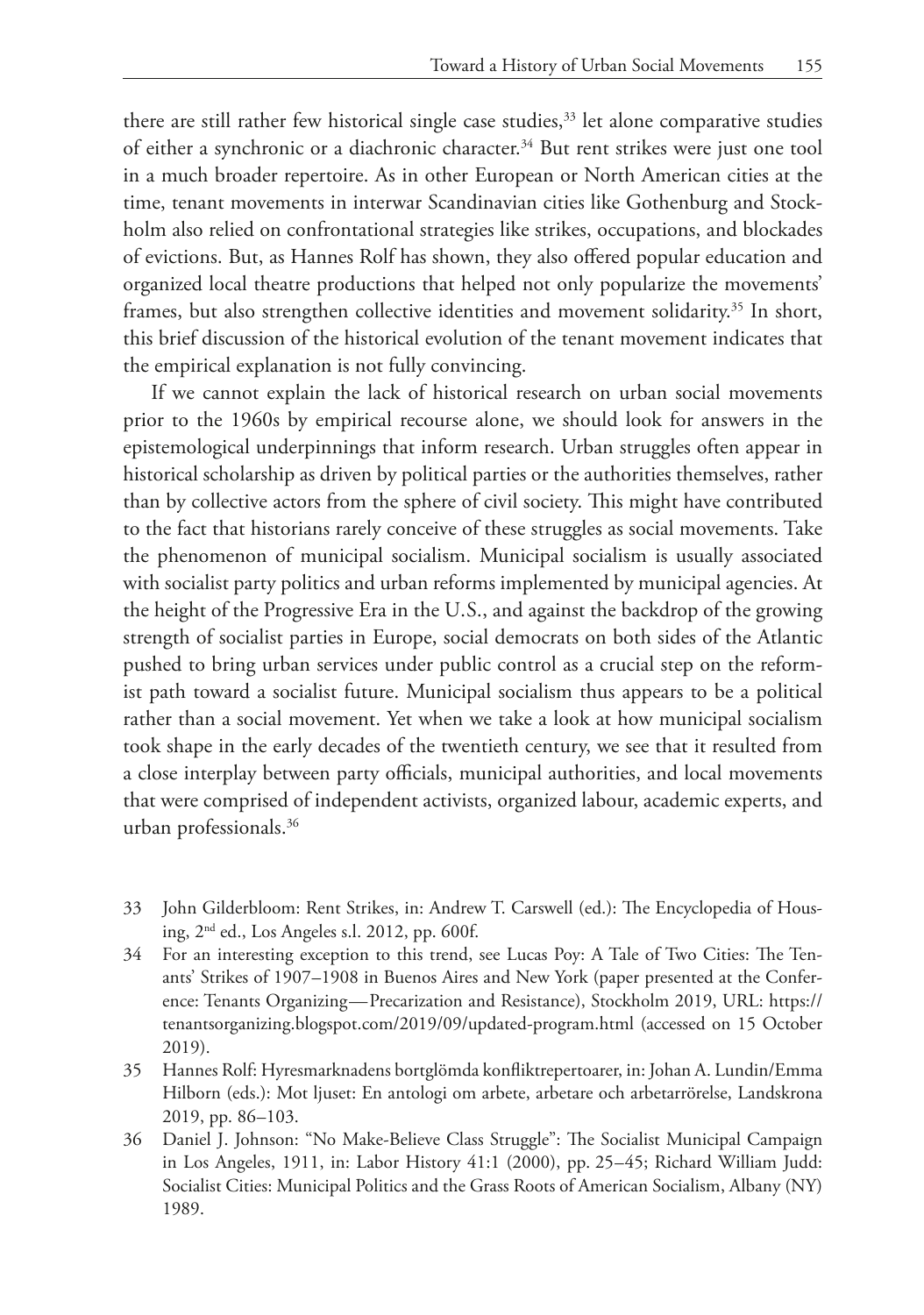there are still rather few historical single case studies,[33] let alone comparative studies of either a synchronic or a diachronic character.[34] But rent strikes were just one tool in a much broader repertoire. As in other European or North American cities at the time, tenant movements in interwar Scandinavian cities like Gothenburg and Stockholm also relied on confrontational strategies like strikes, occupations, and blockades of evictions. But, as Hannes Rolf has shown, they also offered popular education and organized local theatre productions that helped not only popularize the movements' frames, but also strengthen collective identities and movement solidarity.[35] In short, this brief discussion of the historical evolution of the tenant movement indicates that the empirical explanation is not fully convincing.

If we cannot explain the lack of historical research on urban social movements prior to the 1960s by empirical recourse alone, we should look for answers in the epistemological underpinnings that inform research. Urban struggles often appear in historical scholarship as driven by political parties or the authorities themselves, rather than by collective actors from the sphere of civil society. This might have contributed to the fact that historians rarely conceive of these struggles as social movements. Take the phenomenon of municipal socialism. Municipal socialism is usually associated with socialist party politics and urban reforms implemented by municipal agencies. At the height of the Progressive Era in the U.S., and against the backdrop of the growing strength of socialist parties in Europe, social democrats on both sides of the Atlantic pushed to bring urban services under public control as a crucial step on the reformist path toward a socialist future. Municipal socialism thus appears to be a political rather than a social movement. Yet when we take a look at how municipal socialism took shape in the early decades of the twentieth century, we see that it resulted from a close interplay between party officials, municipal authorities, and local movements that were comprised of independent activists, organized labour, academic experts, and urban professionals.[36]

33 John Gilderbloom: Rent Strikes, in: Andrew T. Carswell (ed.): The Encyclopedia of Housing, 2nd ed., Los Angeles s.l. 2012, pp. 600f.

34 For an interesting exception to this trend, see Lucas Poy: A Tale of Two Cities: The Tenants' Strikes of 1907–1908 in Buenos Aires and New York (paper presented at the Conference: Tenants Organizing—Precarization and Resistance), Stockholm 2019, URL: https://tenantsorganizing.blogspot.com/2019/09/updated-program.html (accessed on 15 October 2019).

35 Hannes Rolf: Hyresmarknadens bortglömda konfliktrepertoarer, in: Johan A. Lundin/Emma Hilborn (eds.): Mot ljuset: En antologi om arbete, arbetare och arbetarrörelse, Landskrona 2019, pp. 86–103.

36 Daniel J. Johnson: "No Make-Believe Class Struggle": The Socialist Municipal Campaign in Los Angeles, 1911, in: Labor History 41:1 (2000), pp. 25–45; Richard William Judd: Socialist Cities: Municipal Politics and the Grass Roots of American Socialism, Albany (NY) 1989.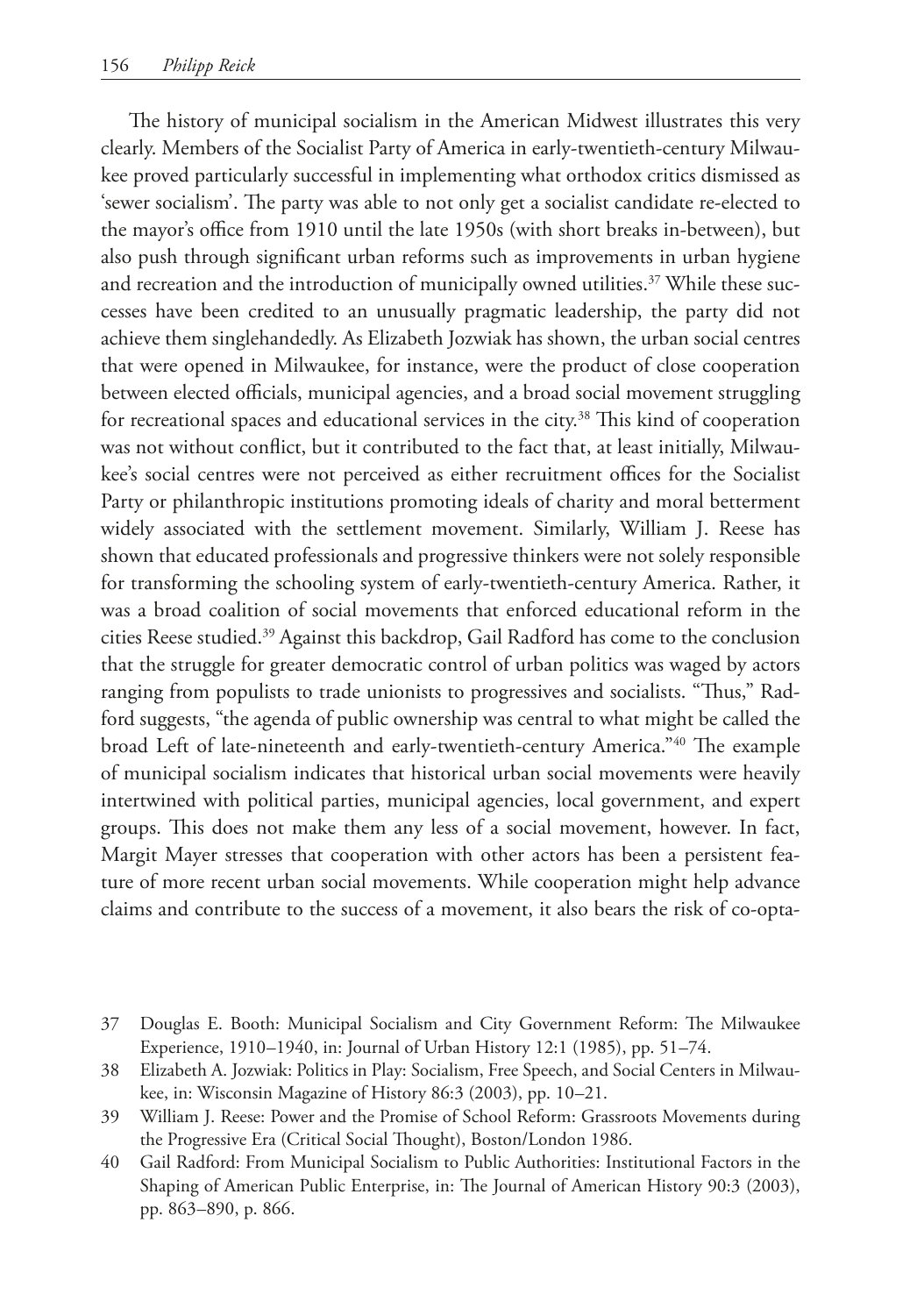The history of municipal socialism in the American Midwest illustrates this very clearly. Members of the Socialist Party of America in early-twentieth-century Milwaukee proved particularly successful in implementing what orthodox critics dismissed as 'sewer socialism'. The party was able to not only get a socialist candidate re-elected to the mayor's office from 1910 until the late 1950s (with short breaks in-between), but also push through significant urban reforms such as improvements in urban hygiene and recreation and the introduction of municipally owned utilities.[37] While these successes have been credited to an unusually pragmatic leadership, the party did not achieve them singlehandedly. As Elizabeth Jozwiak has shown, the urban social centres that were opened in Milwaukee, for instance, were the product of close cooperation between elected officials, municipal agencies, and a broad social movement struggling for recreational spaces and educational services in the city.[38] This kind of cooperation was not without conflict, but it contributed to the fact that, at least initially, Milwaukee's social centres were not perceived as either recruitment offices for the Socialist Party or philanthropic institutions promoting ideals of charity and moral betterment widely associated with the settlement movement. Similarly, William J. Reese has shown that educated professionals and progressive thinkers were not solely responsible for transforming the schooling system of early-twentieth-century America. Rather, it was a broad coalition of social movements that enforced educational reform in the cities Reese studied.[39] Against this backdrop, Gail Radford has come to the conclusion that the struggle for greater democratic control of urban politics was waged by actors ranging from populists to trade unionists to progressives and socialists. "Thus," Radford suggests, "the agenda of public ownership was central to what might be called the broad Left of late-nineteenth and early-twentieth-century America."[40] The example of municipal socialism indicates that historical urban social movements were heavily intertwined with political parties, municipal agencies, local government, and expert groups. This does not make them any less of a social movement, however. In fact, Margit Mayer stresses that cooperation with other actors has been a persistent feature of more recent urban social movements. While cooperation might help advance claims and contribute to the success of a movement, it also bears the risk of co-opta-

37 Douglas E. Booth: Municipal Socialism and City Government Reform: The Milwaukee Experience, 1910–1940, in: Journal of Urban History 12:1 (1985), pp. 51–74.

38 Elizabeth A. Jozwiak: Politics in Play: Socialism, Free Speech, and Social Centers in Milwaukee, in: Wisconsin Magazine of History 86:3 (2003), pp. 10–21.

39 William J. Reese: Power and the Promise of School Reform: Grassroots Movements during the Progressive Era (Critical Social Thought), Boston/London 1986.

40 Gail Radford: From Municipal Socialism to Public Authorities: Institutional Factors in the Shaping of American Public Enterprise, in: The Journal of American History 90:3 (2003), pp. 863–890, p. 866.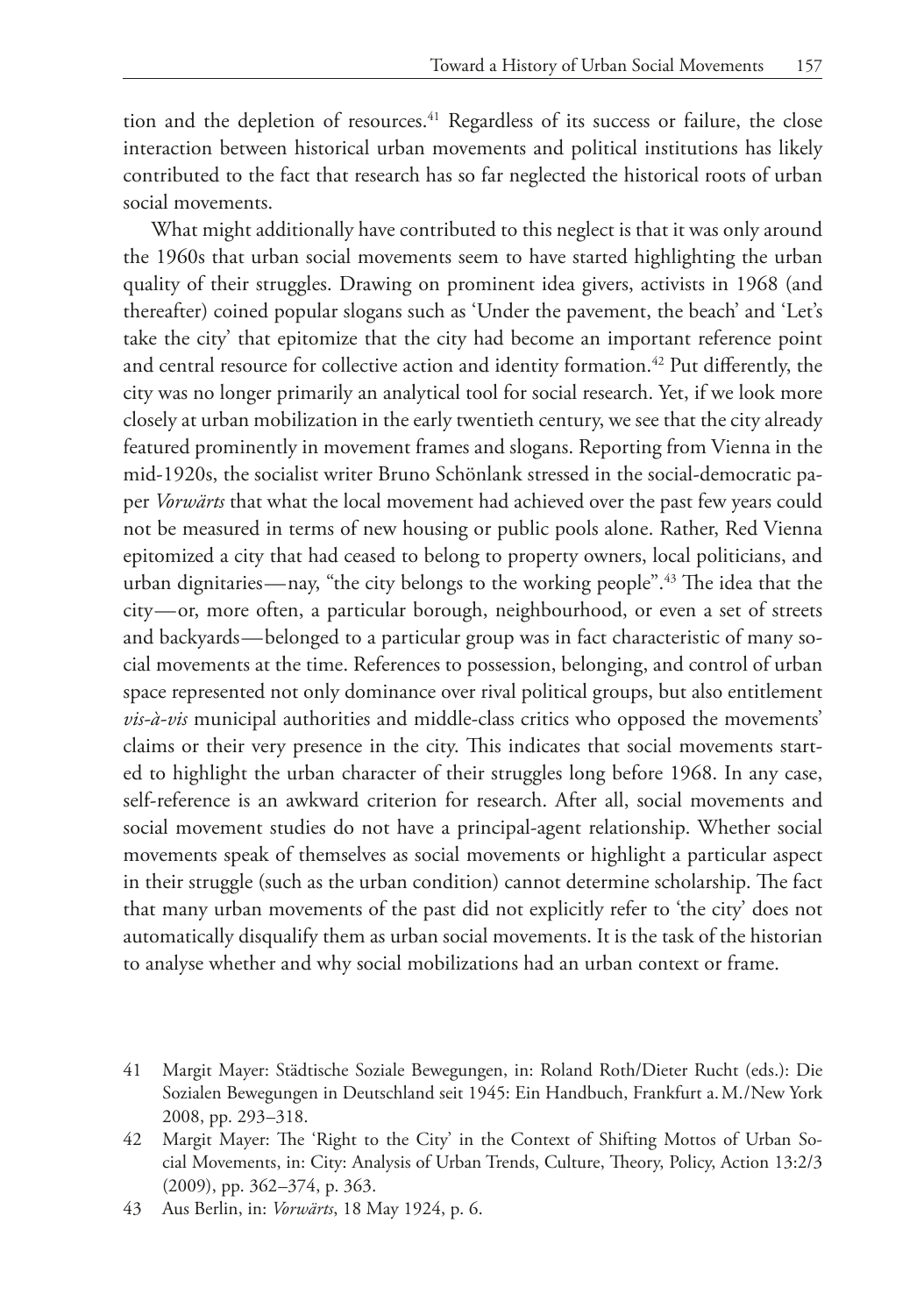tion and the depletion of resources.[41] Regardless of its success or failure, the close interaction between historical urban movements and political institutions has likely contributed to the fact that research has so far neglected the historical roots of urban social movements.

What might additionally have contributed to this neglect is that it was only around the 1960s that urban social movements seem to have started highlighting the urban quality of their struggles. Drawing on prominent idea givers, activists in 1968 (and thereafter) coined popular slogans such as 'Under the pavement, the beach' and 'Let's take the city' that epitomize that the city had become an important reference point and central resource for collective action and identity formation.[42] Put differently, the city was no longer primarily an analytical tool for social research. Yet, if we look more closely at urban mobilization in the early twentieth century, we see that the city already featured prominently in movement frames and slogans. Reporting from Vienna in the mid-1920s, the socialist writer Bruno Schönlank stressed in the social-democratic paper *Vorwärts* that what the local movement had achieved over the past few years could not be measured in terms of new housing or public pools alone. Rather, Red Vienna epitomized a city that had ceased to belong to property owners, local politicians, and urban dignitaries—nay, "the city belongs to the working people".[43] The idea that the city—or, more often, a particular borough, neighbourhood, or even a set of streets and backyards—belonged to a particular group was in fact characteristic of many social movements at the time. References to possession, belonging, and control of urban space represented not only dominance over rival political groups, but also entitlement *vis-à-vis* municipal authorities and middle-class critics who opposed the movements' claims or their very presence in the city. This indicates that social movements started to highlight the urban character of their struggles long before 1968. In any case, self-reference is an awkward criterion for research. After all, social movements and social movement studies do not have a principal-agent relationship. Whether social movements speak of themselves as social movements or highlight a particular aspect in their struggle (such as the urban condition) cannot determine scholarship. The fact that many urban movements of the past did not explicitly refer to 'the city' does not automatically disqualify them as urban social movements. It is the task of the historian to analyse whether and why social mobilizations had an urban context or frame.

41 Margit Mayer: Städtische Soziale Bewegungen, in: Roland Roth/Dieter Rucht (eds.): Die Sozialen Bewegungen in Deutschland seit 1945: Ein Handbuch, Frankfurt a. M./New York 2008, pp. 293–318.

42 Margit Mayer: The 'Right to the City' in the Context of Shifting Mottos of Urban Social Movements, in: City: Analysis of Urban Trends, Culture, Theory, Policy, Action 13:2/3 (2009), pp. 362–374, p. 363.

43 Aus Berlin, in: *Vorwärts*, 18 May 1924, p. 6.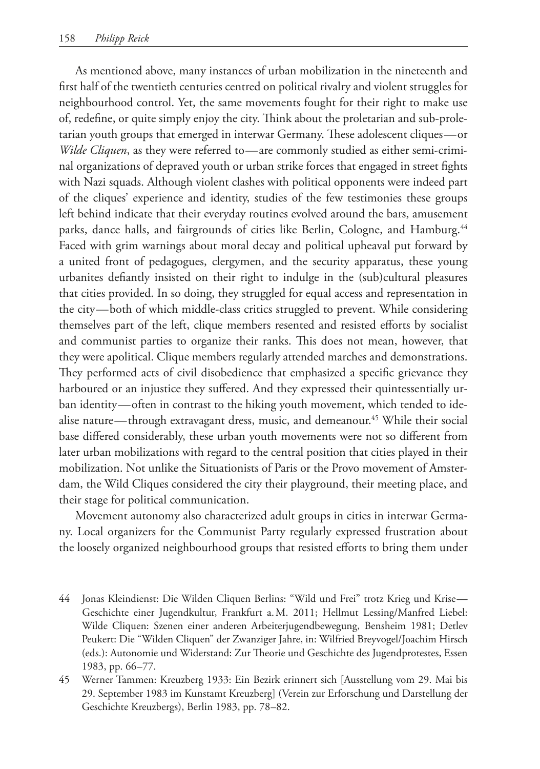As mentioned above, many instances of urban mobilization in the nineteenth and first half of the twentieth centuries centred on political rivalry and violent struggles for neighbourhood control. Yet, the same movements fought for their right to make use of, redefine, or quite simply enjoy the city. Think about the proletarian and sub-proletarian youth groups that emerged in interwar Germany. These adolescent cliques—or *Wilde Cliquen*, as they were referred to—are commonly studied as either semi-criminal organizations of depraved youth or urban strike forces that engaged in street fights with Nazi squads. Although violent clashes with political opponents were indeed part of the cliques' experience and identity, studies of the few testimonies these groups left behind indicate that their everyday routines evolved around the bars, amusement parks, dance halls, and fairgrounds of cities like Berlin, Cologne, and Hamburg.[44] Faced with grim warnings about moral decay and political upheaval put forward by a united front of pedagogues, clergymen, and the security apparatus, these young urbanites defiantly insisted on their right to indulge in the (sub)cultural pleasures that cities provided. In so doing, they struggled for equal access and representation in the city—both of which middle-class critics struggled to prevent. While considering themselves part of the left, clique members resented and resisted efforts by socialist and communist parties to organize their ranks. This does not mean, however, that they were apolitical. Clique members regularly attended marches and demonstrations. They performed acts of civil disobedience that emphasized a specific grievance they harboured or an injustice they suffered. And they expressed their quintessentially urban identity—often in contrast to the hiking youth movement, which tended to idealise nature—through extravagant dress, music, and demeanour.[45] While their social base differed considerably, these urban youth movements were not so different from later urban mobilizations with regard to the central position that cities played in their mobilization. Not unlike the Situationists of Paris or the Provo movement of Amsterdam, the Wild Cliques considered the city their playground, their meeting place, and their stage for political communication.

Movement autonomy also characterized adult groups in cities in interwar Germany. Local organizers for the Communist Party regularly expressed frustration about the loosely organized neighbourhood groups that resisted efforts to bring them under

44 Jonas Kleindienst: Die Wilden Cliquen Berlins: "Wild und Frei" trotz Krieg und Krise—Geschichte einer Jugendkultur, Frankfurt a. M. 2011; Hellmut Lessing/Manfred Liebel: Wilde Cliquen: Szenen einer anderen Arbeiterjugendbewegung, Bensheim 1981; Detlev Peukert: Die "Wilden Cliquen" der Zwanziger Jahre, in: Wilfried Breyvogel/Joachim Hirsch (eds.): Autonomie und Widerstand: Zur Theorie und Geschichte des Jugendprotestes, Essen 1983, pp. 66–77.

45 Werner Tammen: Kreuzberg 1933: Ein Bezirk erinnert sich [Ausstellung vom 29. Mai bis 29. September 1983 im Kunstamt Kreuzberg] (Verein zur Erforschung und Darstellung der Geschichte Kreuzbergs), Berlin 1983, pp. 78–82.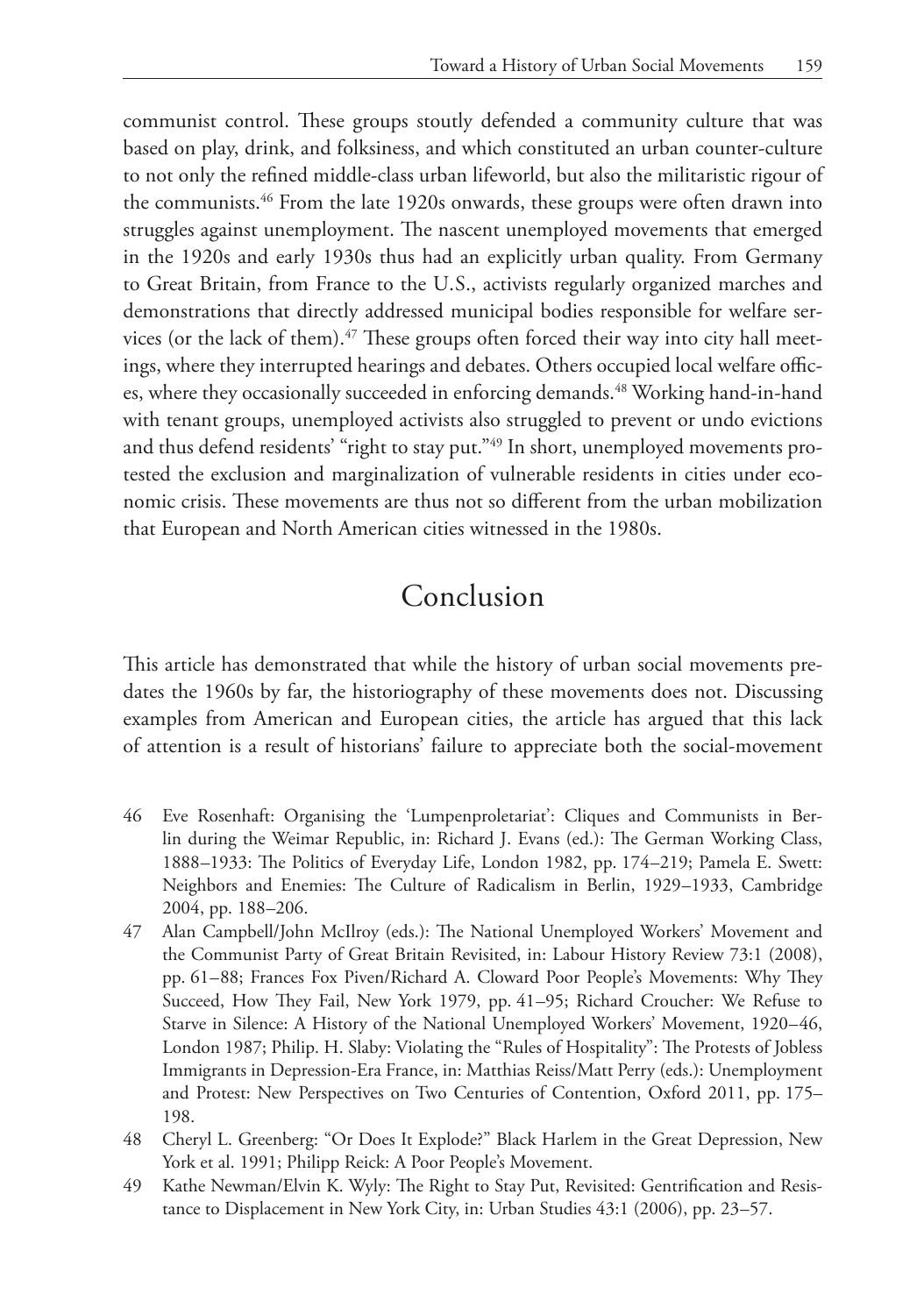communist control. These groups stoutly defended a community culture that was based on play, drink, and folksiness, and which constituted an urban counter-culture to not only the refined middle-class urban lifeworld, but also the militaristic rigour of the communists.[46] From the late 1920s onwards, these groups were often drawn into struggles against unemployment. The nascent unemployed movements that emerged in the 1920s and early 1930s thus had an explicitly urban quality. From Germany to Great Britain, from France to the U.S., activists regularly organized marches and demonstrations that directly addressed municipal bodies responsible for welfare services (or the lack of them).[47] These groups often forced their way into city hall meetings, where they interrupted hearings and debates. Others occupied local welfare offices, where they occasionally succeeded in enforcing demands.[48] Working hand-in-hand with tenant groups, unemployed activists also struggled to prevent or undo evictions and thus defend residents' "right to stay put."[49] In short, unemployed movements protested the exclusion and marginalization of vulnerable residents in cities under economic crisis. These movements are thus not so different from the urban mobilization that European and North American cities witnessed in the 1980s.

## Conclusion

This article has demonstrated that while the history of urban social movements predates the 1960s by far, the historiography of these movements does not. Discussing examples from American and European cities, the article has argued that this lack of attention is a result of historians' failure to appreciate both the social-movement

46 Eve Rosenhaft: Organising the 'Lumpenproletariat': Cliques and Communists in Berlin during the Weimar Republic, in: Richard J. Evans (ed.): The German Working Class, 1888–1933: The Politics of Everyday Life, London 1982, pp. 174–219; Pamela E. Swett: Neighbors and Enemies: The Culture of Radicalism in Berlin, 1929–1933, Cambridge 2004, pp. 188–206.

47 Alan Campbell/John McIlroy (eds.): The National Unemployed Workers' Movement and the Communist Party of Great Britain Revisited, in: Labour History Review 73:1 (2008), pp. 61–88; Frances Fox Piven/Richard A. Cloward Poor People's Movements: Why They Succeed, How They Fail, New York 1979, pp. 41–95; Richard Croucher: We Refuse to Starve in Silence: A History of the National Unemployed Workers' Movement, 1920–46, London 1987; Philip. H. Slaby: Violating the "Rules of Hospitality": The Protests of Jobless Immigrants in Depression-Era France, in: Matthias Reiss/Matt Perry (eds.): Unemployment and Protest: New Perspectives on Two Centuries of Contention, Oxford 2011, pp. 175–198.

48 Cheryl L. Greenberg: "Or Does It Explode?" Black Harlem in the Great Depression, New York et al. 1991; Philipp Reick: A Poor People's Movement.

49 Kathe Newman/Elvin K. Wyly: The Right to Stay Put, Revisited: Gentrification and Resistance to Displacement in New York City, in: Urban Studies 43:1 (2006), pp. 23–57.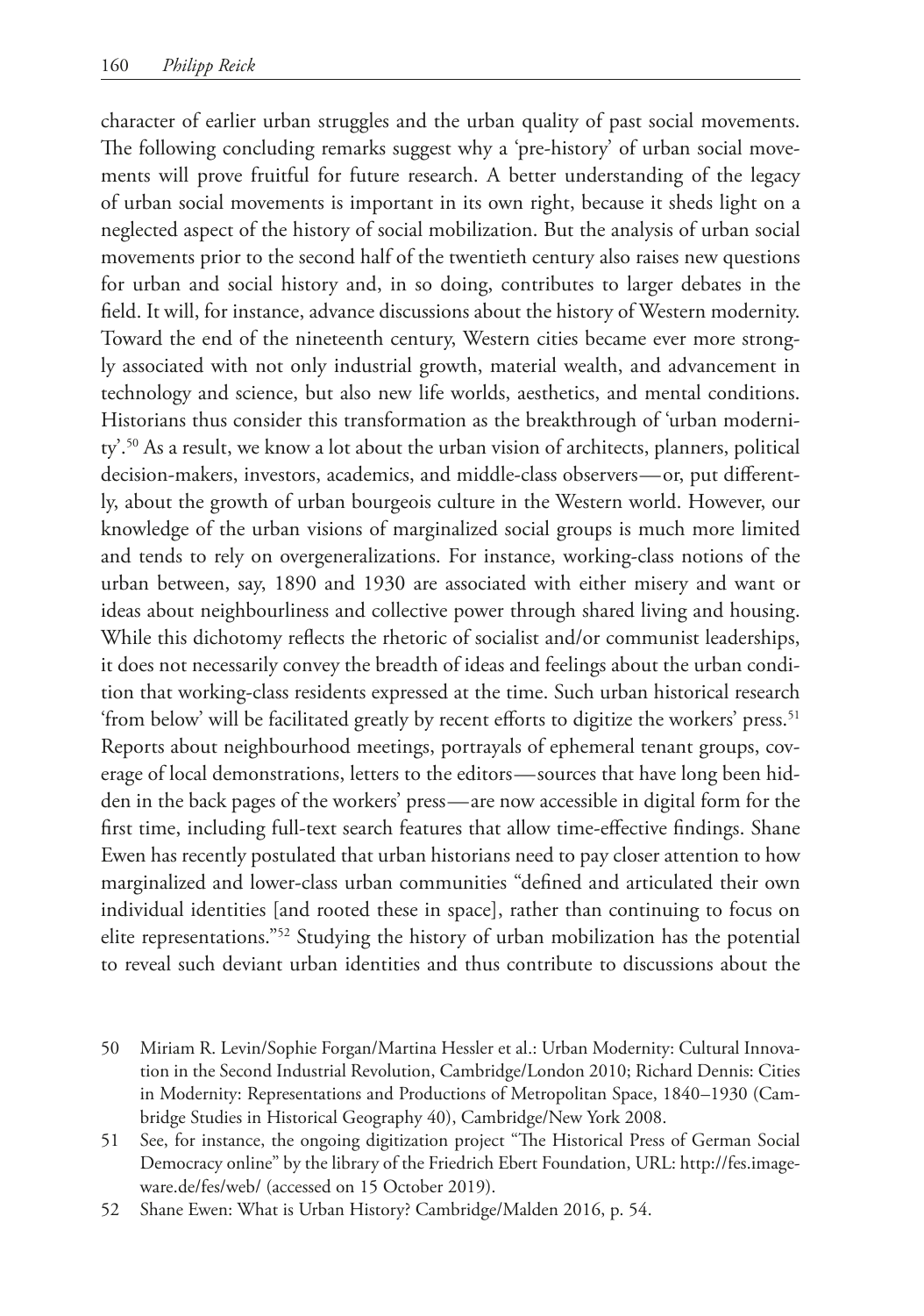character of earlier urban struggles and the urban quality of past social movements. The following concluding remarks suggest why a 'pre-history' of urban social movements will prove fruitful for future research. A better understanding of the legacy of urban social movements is important in its own right, because it sheds light on a neglected aspect of the history of social mobilization. But the analysis of urban social movements prior to the second half of the twentieth century also raises new questions for urban and social history and, in so doing, contributes to larger debates in the field. It will, for instance, advance discussions about the history of Western modernity. Toward the end of the nineteenth century, Western cities became ever more strongly associated with not only industrial growth, material wealth, and advancement in technology and science, but also new life worlds, aesthetics, and mental conditions. Historians thus consider this transformation as the breakthrough of 'urban modernity'.[50] As a result, we know a lot about the urban vision of architects, planners, political decision-makers, investors, academics, and middle-class observers—or, put differently, about the growth of urban bourgeois culture in the Western world. However, our knowledge of the urban visions of marginalized social groups is much more limited and tends to rely on overgeneralizations. For instance, working-class notions of the urban between, say, 1890 and 1930 are associated with either misery and want or ideas about neighbourliness and collective power through shared living and housing. While this dichotomy reflects the rhetoric of socialist and/or communist leaderships, it does not necessarily convey the breadth of ideas and feelings about the urban condition that working-class residents expressed at the time. Such urban historical research 'from below' will be facilitated greatly by recent efforts to digitize the workers' press.[51] Reports about neighbourhood meetings, portrayals of ephemeral tenant groups, coverage of local demonstrations, letters to the editors—sources that have long been hidden in the back pages of the workers' press—are now accessible in digital form for the first time, including full-text search features that allow time-effective findings. Shane Ewen has recently postulated that urban historians need to pay closer attention to how marginalized and lower-class urban communities "defined and articulated their own individual identities [and rooted these in space], rather than continuing to focus on elite representations."[52] Studying the history of urban mobilization has the potential to reveal such deviant urban identities and thus contribute to discussions about the

50 Miriam R. Levin/Sophie Forgan/Martina Hessler et al.: Urban Modernity: Cultural Innovation in the Second Industrial Revolution, Cambridge/London 2010; Richard Dennis: Cities in Modernity: Representations and Productions of Metropolitan Space, 1840–1930 (Cambridge Studies in Historical Geography 40), Cambridge/New York 2008.

51 See, for instance, the ongoing digitization project "The Historical Press of German Social Democracy online" by the library of the Friedrich Ebert Foundation, URL: http://fes.imageware.de/fes/web/ (accessed on 15 October 2019).

52 Shane Ewen: What is Urban History? Cambridge/Malden 2016, p. 54.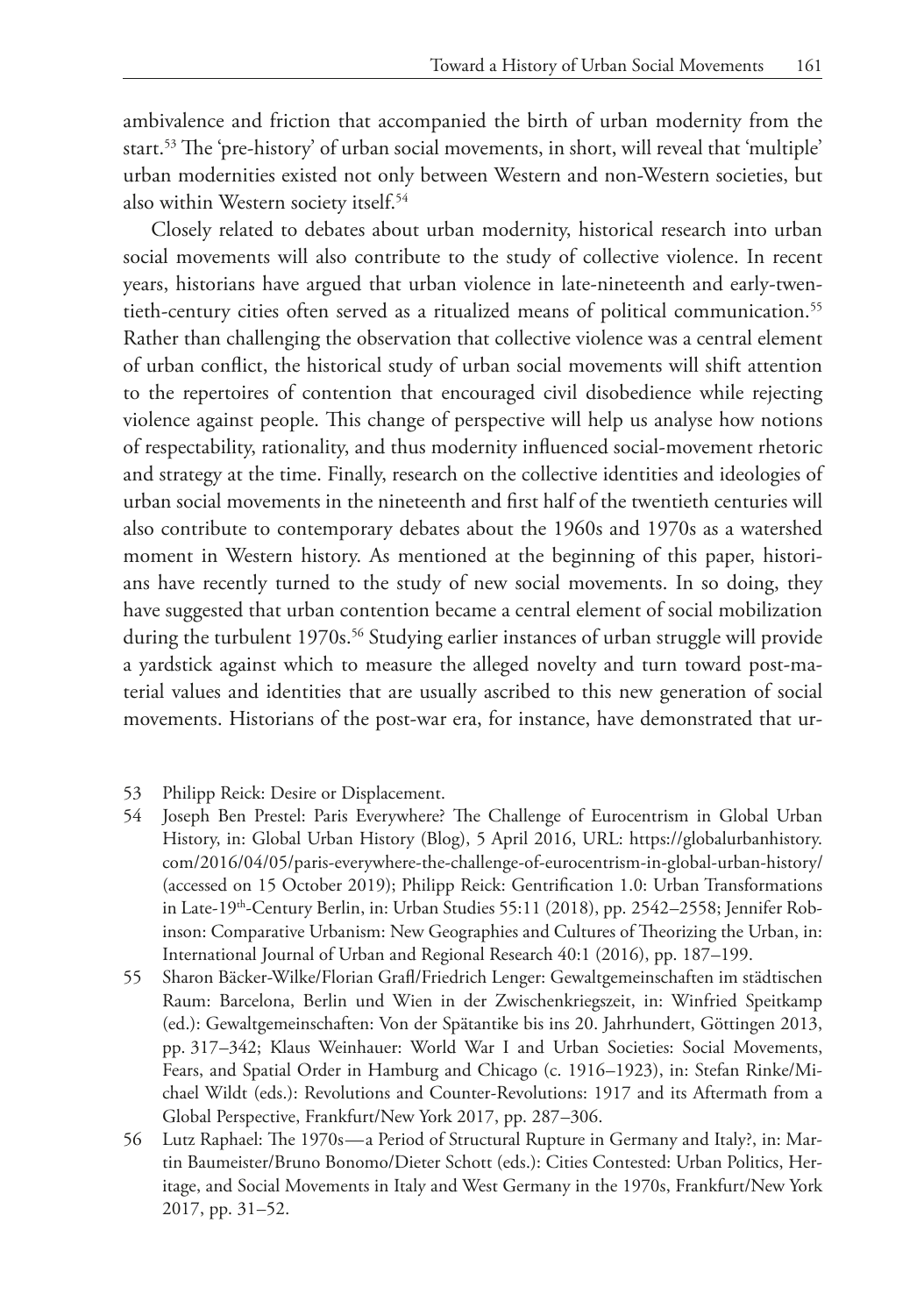ambivalence and friction that accompanied the birth of urban modernity from the start.[53] The 'pre-history' of urban social movements, in short, will reveal that 'multiple' urban modernities existed not only between Western and non-Western societies, but also within Western society itself.[54]

Closely related to debates about urban modernity, historical research into urban social movements will also contribute to the study of collective violence. In recent years, historians have argued that urban violence in late-nineteenth and early-twentieth-century cities often served as a ritualized means of political communication.[55] Rather than challenging the observation that collective violence was a central element of urban conflict, the historical study of urban social movements will shift attention to the repertoires of contention that encouraged civil disobedience while rejecting violence against people. This change of perspective will help us analyse how notions of respectability, rationality, and thus modernity influenced social-movement rhetoric and strategy at the time. Finally, research on the collective identities and ideologies of urban social movements in the nineteenth and first half of the twentieth centuries will also contribute to contemporary debates about the 1960s and 1970s as a watershed moment in Western history. As mentioned at the beginning of this paper, historians have recently turned to the study of new social movements. In so doing, they have suggested that urban contention became a central element of social mobilization during the turbulent 1970s.[56] Studying earlier instances of urban struggle will provide a yardstick against which to measure the alleged novelty and turn toward post-material values and identities that are usually ascribed to this new generation of social movements. Historians of the post-war era, for instance, have demonstrated that ur-

53 Philipp Reick: Desire or Displacement.

54 Joseph Ben Prestel: Paris Everywhere? The Challenge of Eurocentrism in Global Urban History, in: Global Urban History (Blog), 5 April 2016, URL: https://globalurbanhistory.com/2016/04/05/paris-everywhere-the-challenge-of-eurocentrism-in-global-urban-history/ (accessed on 15 October 2019); Philipp Reick: Gentrification 1.0: Urban Transformations in Late-19th-Century Berlin, in: Urban Studies 55:11 (2018), pp. 2542–2558; Jennifer Robinson: Comparative Urbanism: New Geographies and Cultures of Theorizing the Urban, in: International Journal of Urban and Regional Research 40:1 (2016), pp. 187–199.

55 Sharon Bäcker-Wilke/Florian Grafl/Friedrich Lenger: Gewaltgemeinschaften im städtischen Raum: Barcelona, Berlin und Wien in der Zwischenkriegszeit, in: Winfried Speitkamp (ed.): Gewaltgemeinschaften: Von der Spätantike bis ins 20. Jahrhundert, Göttingen 2013, pp. 317–342; Klaus Weinhauer: World War I and Urban Societies: Social Movements, Fears, and Spatial Order in Hamburg and Chicago (c. 1916–1923), in: Stefan Rinke/Michael Wildt (eds.): Revolutions and Counter-Revolutions: 1917 and its Aftermath from a Global Perspective, Frankfurt/New York 2017, pp. 287–306.

56 Lutz Raphael: The 1970s—a Period of Structural Rupture in Germany and Italy?, in: Martin Baumeister/Bruno Bonomo/Dieter Schott (eds.): Cities Contested: Urban Politics, Heritage, and Social Movements in Italy and West Germany in the 1970s, Frankfurt/New York 2017, pp. 31–52.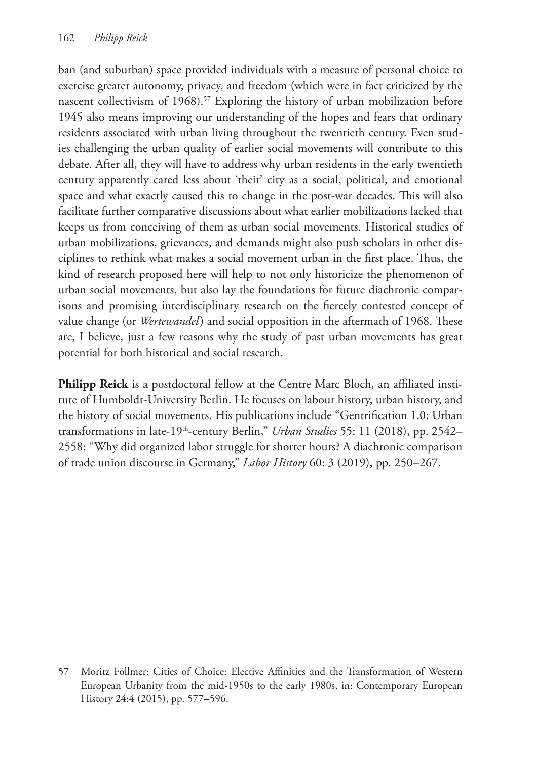ban (and suburban) space provided individuals with a measure of personal choice to exercise greater autonomy, privacy, and freedom (which were in fact criticized by the nascent collectivism of 1968).[57] Exploring the history of urban mobilization before 1945 also means improving our understanding of the hopes and fears that ordinary residents associated with urban living throughout the twentieth century. Even studies challenging the urban quality of earlier social movements will contribute to this debate. After all, they will have to address why urban residents in the early twentieth century apparently cared less about 'their' city as a social, political, and emotional space and what exactly caused this to change in the post-war decades. This will also facilitate further comparative discussions about what earlier mobilizations lacked that keeps us from conceiving of them as urban social movements. Historical studies of urban mobilizations, grievances, and demands might also push scholars in other disciplines to rethink what makes a social movement urban in the first place. Thus, the kind of research proposed here will help to not only historicize the phenomenon of urban social movements, but also lay the foundations for future diachronic comparisons and promising interdisciplinary research on the fiercely contested concept of value change (or *Wertewandel*) and social opposition in the aftermath of 1968. These are, I believe, just a few reasons why the study of past urban movements has great potential for both historical and social research.

**Philipp Reick** is a postdoctoral fellow at the Centre Marc Bloch, an affiliated institute of Humboldt-University Berlin. He focuses on labour history, urban history, and the history of social movements. His publications include "Gentrification 1.0: Urban transformations in late-19th-century Berlin," *Urban Studies* 55: 11 (2018), pp. 2542–2558; "Why did organized labor struggle for shorter hours? A diachronic comparison of trade union discourse in Germany," *Labor History* 60: 3 (2019), pp. 250–267.

57 Moritz Föllmer: Cities of Choice: Elective Affinities and the Transformation of Western European Urbanity from the mid-1950s to the early 1980s, in: Contemporary European History 24:4 (2015), pp. 577–596.